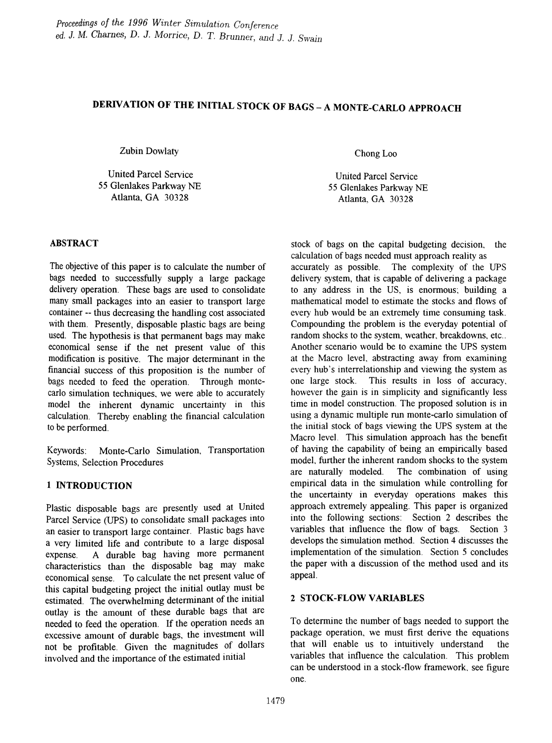# DERIVATION OF THE INITIAL STOCK OF BAGS – A MONTE-CARLO APPROACH

Zubin Dowlaty

United Parcel Service
55 Glenlakes Parkway NE
Atlanta, GA 30328

Chong Loo

United Parcel Service
55 Glenlakes Parkway NE
Atlanta, GA 30328

## ABSTRACT

The objective of this paper is to calculate the number of bags needed to successfully supply a large package delivery operation. These bags are used to consolidate many small packages into an easier to transport large container -- thus decreasing the handling cost associated with them. Presently, disposable plastic bags are being used. The hypothesis is that permanent bags may make economical sense if the net present value of this modification is positive. The major determinant in the financial success of this proposition is the number of bags needed to feed the operation. Through monte-carlo simulation techniques, we were able to accurately model the inherent dynamic uncertainty in this calculation. Thereby enabling the financial calculation to be performed.

Keywords: Monte-Carlo Simulation, Transportation Systems, Selection Procedures

## 1 INTRODUCTION

Plastic disposable bags are presently used at United Parcel Service (UPS) to consolidate small packages into an easier to transport large container. Plastic bags have a very limited life and contribute to a large disposal expense. A durable bag having more permanent characteristics than the disposable bag may make economical sense. To calculate the net present value of this capital budgeting project the initial outlay must be estimated. The overwhelming determinant of the initial outlay is the amount of these durable bags that are needed to feed the operation. If the operation needs an excessive amount of durable bags, the investment will not be profitable. Given the magnitudes of dollars involved and the importance of the estimated initial stock of bags on the capital budgeting decision, the calculation of bags needed must approach reality as accurately as possible. The complexity of the UPS delivery system, that is capable of delivering a package to any address in the US, is enormous; building a mathematical model to estimate the stocks and flows of every hub would be an extremely time consuming task. Compounding the problem is the everyday potential of random shocks to the system, weather, breakdowns, etc.. Another scenario would be to examine the UPS system at the Macro level, abstracting away from examining every hub's interrelationship and viewing the system as one large stock. This results in loss of accuracy, however the gain is in simplicity and significantly less time in model construction. The proposed solution is in using a dynamic multiple run monte-carlo simulation of the initial stock of bags viewing the UPS system at the Macro level. This simulation approach has the benefit of having the capability of being an empirically based model, further the inherent random shocks to the system are naturally modeled. The combination of using empirical data in the simulation while controlling for the uncertainty in everyday operations makes this approach extremely appealing. This paper is organized into the following sections: Section 2 describes the variables that influence the flow of bags. Section 3 develops the simulation method. Section 4 discusses the implementation of the simulation. Section 5 concludes the paper with a discussion of the method used and its appeal.

## 2 STOCK-FLOW VARIABLES

To determine the number of bags needed to support the package operation, we must first derive the equations that will enable us to intuitively understand the variables that influence the calculation. This problem can be understood in a stock-flow framework, see figure one.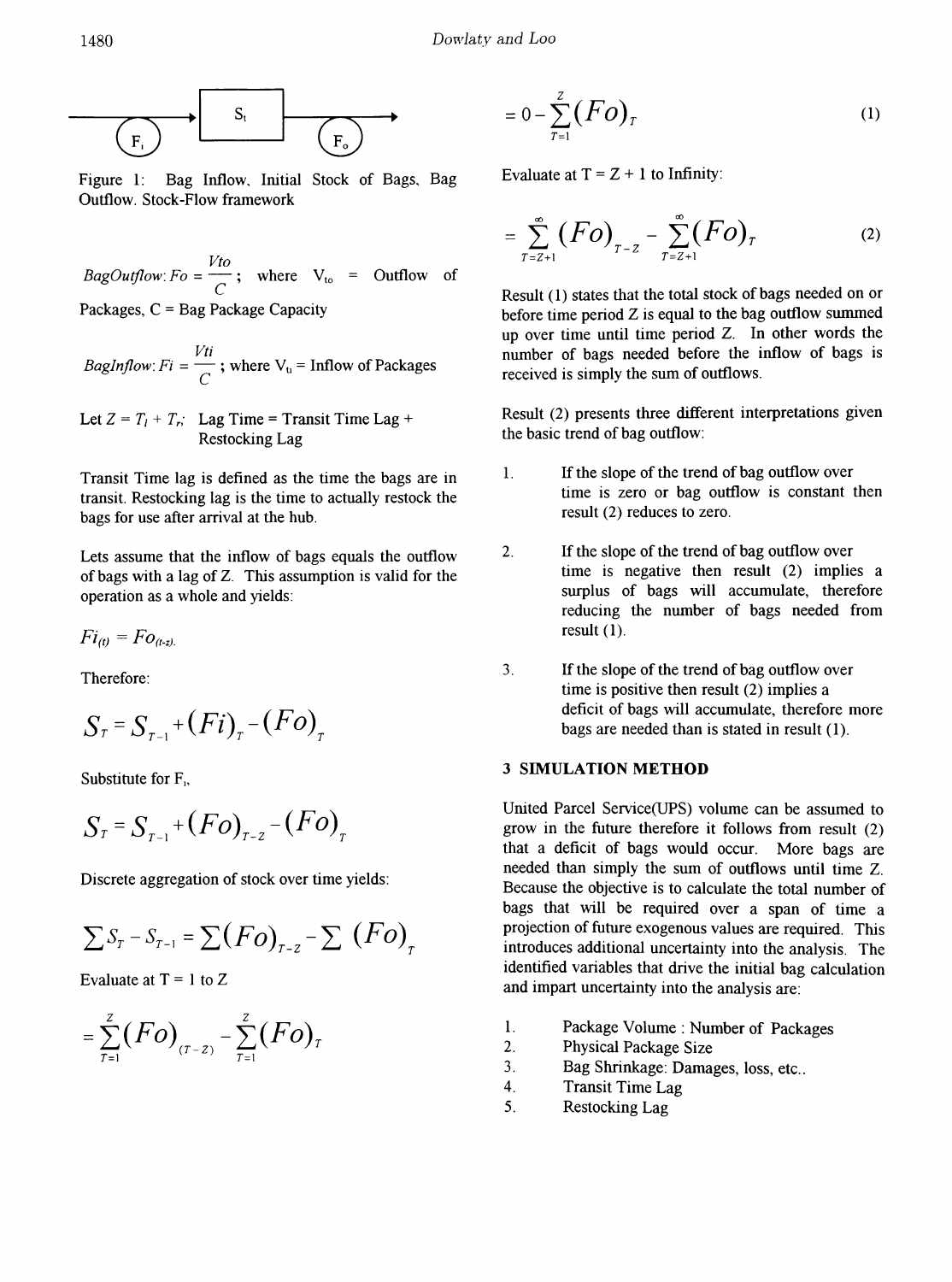Figure 1: Bag Inflow, Initial Stock of Bags, Bag Outflow. Stock-Flow framework

*BagOutflow*: $Fo = \frac{Vto}{C}$ ; where $V_{to}$ = Outflow of Packages, C = Bag Package Capacity

*BagInflow*: $Fi = \frac{Vti}{C}$ ; where $V_{ti}$ = Inflow of Packages

Let $Z = T_l + T_r$; Lag Time = Transit Time Lag + Restocking Lag

Transit Time lag is defined as the time the bags are in transit. Restocking lag is the time to actually restock the bags for use after arrival at the hub.

Lets assume that the inflow of bags equals the outflow of bags with a lag of Z. This assumption is valid for the operation as a whole and yields:

$$Fi_{(t)} = Fo_{(t-z)}.$$

Therefore:

$$S_T = S_{T-1} + (Fi)_T - (Fo)_T$$

Substitute for $F_i$,

$$S_T = S_{T-1} + (Fo)_{T-Z} - (Fo)_T$$

Discrete aggregation of stock over time yields:

$$\sum S_T - S_{T-1} = \sum (Fo)_{T-Z} - \sum (Fo)_T$$

Evaluate at T = 1 to Z

$$= \sum_{T=1}^{Z} (Fo)_{(T-Z)} - \sum_{T=1}^{Z} (Fo)_T$$

$$= 0 - \sum_{T=1}^{Z} (Fo)_T \tag{1}$$

Evaluate at T = Z + 1 to Infinity:

$$= \sum_{T=Z+1}^{\infty} (Fo)_{T-Z} - \sum_{T=Z+1}^{\infty} (Fo)_T \tag{2}$$

Result (1) states that the total stock of bags needed on or before time period Z is equal to the bag outflow summed up over time until time period Z. In other words the number of bags needed before the inflow of bags is received is simply the sum of outflows.

Result (2) presents three different interpretations given the basic trend of bag outflow:

1. If the slope of the trend of bag outflow over time is zero or bag outflow is constant then result (2) reduces to zero.
2. If the slope of the trend of bag outflow over time is negative then result (2) implies a surplus of bags will accumulate, therefore reducing the number of bags needed from result (1).
3. If the slope of the trend of bag outflow over time is positive then result (2) implies a deficit of bags will accumulate, therefore more bags are needed than is stated in result (1).

## 3 SIMULATION METHOD

United Parcel Service(UPS) volume can be assumed to grow in the future therefore it follows from result (2) that a deficit of bags would occur. More bags are needed than simply the sum of outflows until time Z. Because the objective is to calculate the total number of bags that will be required over a span of time a projection of future exogenous values are required. This introduces additional uncertainty into the analysis. The identified variables that drive the initial bag calculation and impart uncertainty into the analysis are:

1. Package Volume : Number of Packages
2. Physical Package Size
3. Bag Shrinkage: Damages, loss, etc..
4. Transit Time Lag
5. Restocking Lag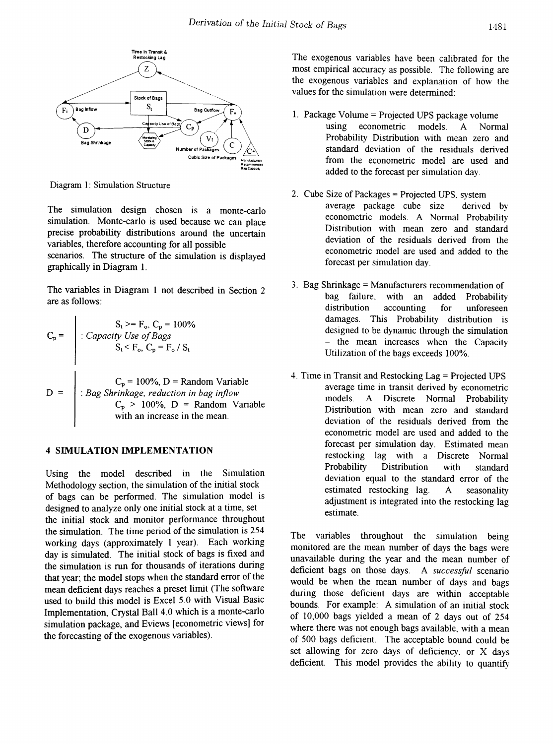Diagram 1: Simulation Structure

The simulation design chosen is a monte-carlo simulation. Monte-carlo is used because we can place precise probability distributions around the uncertain variables, therefore accounting for all possible scenarios. The structure of the simulation is displayed graphically in Diagram 1.

The variables in Diagram 1 not described in Section 2 are as follows:

$C_p$ = *Capacity Use of Bags*
- $S_t >= F_o$, $C_p = 100\%$
- $S_t < F_o$, $C_p = F_o / S_t$

$D$ = *Bag Shrinkage, reduction in bag inflow*
- $C_p = 100\%$, D = Random Variable
- $C_p > 100\%$, D = Random Variable with an increase in the mean.

## 4 SIMULATION IMPLEMENTATION

Using the model described in the Simulation Methodology section, the simulation of the initial stock of bags can be performed. The simulation model is designed to analyze only one initial stock at a time, set the initial stock and monitor performance throughout the simulation. The time period of the simulation is 254 working days (approximately 1 year). Each working day is simulated. The initial stock of bags is fixed and the simulation is run for thousands of iterations during that year; the model stops when the standard error of the mean deficient days reaches a preset limit (The software used to build this model is Excel 5.0 with Visual Basic Implementation, Crystal Ball 4.0 which is a monte-carlo simulation package, and Eviews [econometric views] for the forecasting of the exogenous variables).

The exogenous variables have been calibrated for the most empirical accuracy as possible. The following are the exogenous variables and explanation of how the values for the simulation were determined:

1. Package Volume = Projected UPS package volume using econometric models. A Normal Probability Distribution with mean zero and standard deviation of the residuals derived from the econometric model are used and added to the forecast per simulation day.

2. Cube Size of Packages = Projected UPS system average package cube size derived by econometric models. A Normal Probability Distribution with mean zero and standard deviation of the residuals derived from the econometric model are used and added to the forecast per simulation day.

3. Bag Shrinkage = Manufacturers recommendation of bag failure, with an added Probability distribution accounting for unforeseen damages. This Probability distribution is designed to be dynamic through the simulation – the mean increases when the Capacity Utilization of the bags exceeds 100%.

4. Time in Transit and Restocking Lag = Projected UPS average time in transit derived by econometric models. A Discrete Normal Probability Distribution with mean zero and standard deviation of the residuals derived from the econometric model are used and added to the forecast per simulation day. Estimated mean restocking lag with a Discrete Normal Probability Distribution with standard deviation equal to the standard error of the estimated restocking lag. A seasonality adjustment is integrated into the restocking lag estimate.

The variables throughout the simulation being monitored are the mean number of days the bags were unavailable during the year and the mean number of deficient bags on those days. A *successful* scenario would be when the mean number of days and bags during those deficient days are within acceptable bounds. For example: A simulation of an initial stock of 10,000 bags yielded a mean of 2 days out of 254 where there was not enough bags available, with a mean of 500 bags deficient. The acceptable bound could be set allowing for zero days of deficiency, or X days deficient. This model provides the ability to quantify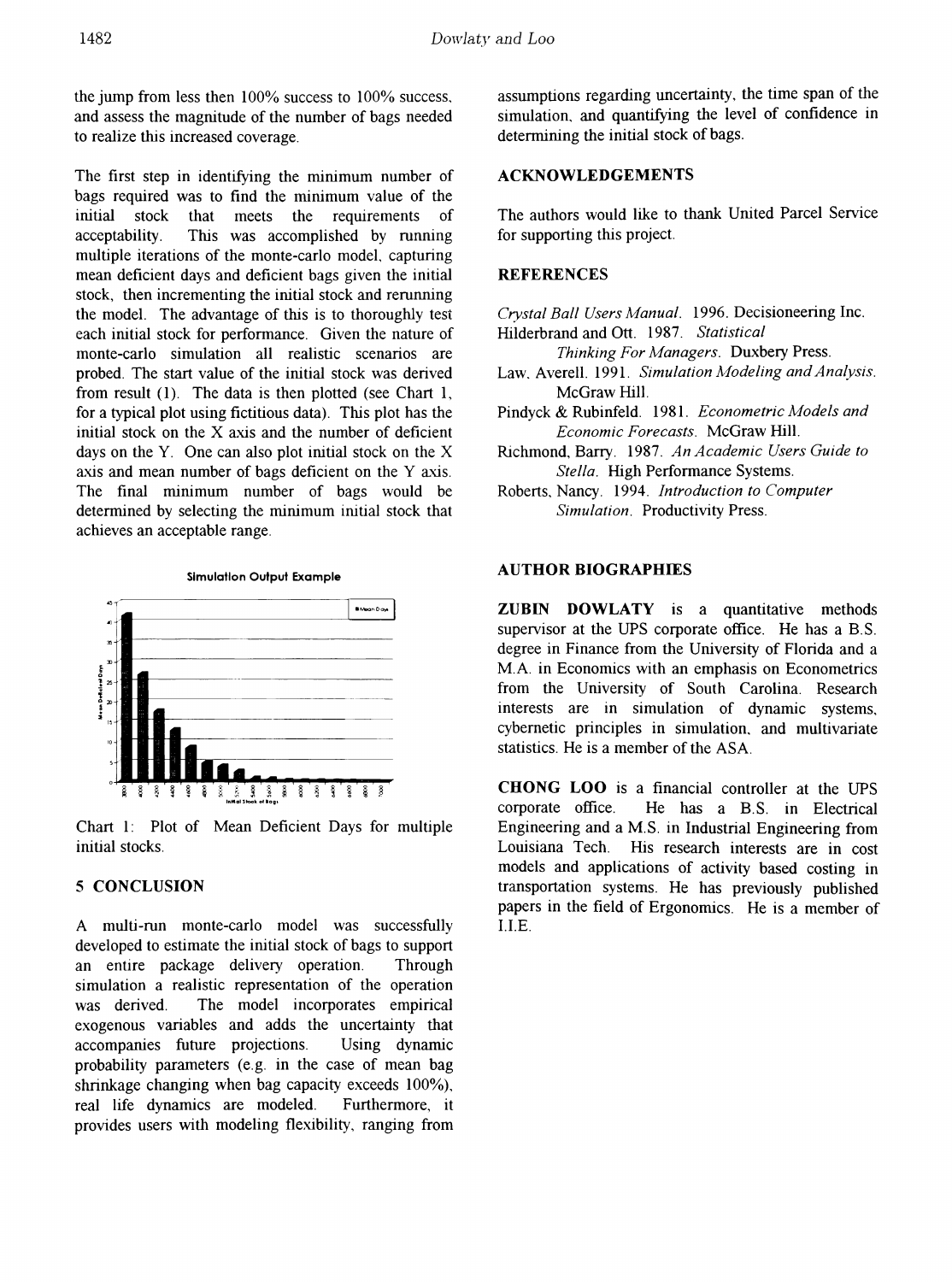the jump from less then 100% success to 100% success, and assess the magnitude of the number of bags needed to realize this increased coverage.

The first step in identifying the minimum number of bags required was to find the minimum value of the initial stock that meets the requirements of acceptability. This was accomplished by running multiple iterations of the monte-carlo model, capturing mean deficient days and deficient bags given the initial stock, then incrementing the initial stock and rerunning the model. The advantage of this is to thoroughly test each initial stock for performance. Given the nature of monte-carlo simulation all realistic scenarios are probed. The start value of the initial stock was derived from result (1). The data is then plotted (see Chart 1, for a typical plot using fictitious data). This plot has the initial stock on the X axis and the number of deficient days on the Y. One can also plot initial stock on the X axis and mean number of bags deficient on the Y axis. The final minimum number of bags would be determined by selecting the minimum initial stock that achieves an acceptable range.

Simulation Output Example

Mean Days

Mean Deficient Days

Initial Stock of Bags

Chart 1: Plot of Mean Deficient Days for multiple initial stocks.

## 5 CONCLUSION

A multi-run monte-carlo model was successfully developed to estimate the initial stock of bags to support an entire package delivery operation. Through simulation a realistic representation of the operation was derived. The model incorporates empirical exogenous variables and adds the uncertainty that accompanies future projections. Using dynamic probability parameters (e.g. in the case of mean bag shrinkage changing when bag capacity exceeds 100%), real life dynamics are modeled. Furthermore, it provides users with modeling flexibility, ranging from assumptions regarding uncertainty, the time span of the simulation, and quantifying the level of confidence in determining the initial stock of bags.

## ACKNOWLEDGEMENTS

The authors would like to thank United Parcel Service for supporting this project.

## REFERENCES

*Crystal Ball Users Manual*. 1996. Decisioneering Inc.

Hilderbrand and Ott. 1987. *Statistical Thinking For Managers*. Duxbery Press.

Law, Averell. 1991. *Simulation Modeling and Analysis*. McGraw Hill.

Pindyck & Rubinfeld. 1981. *Econometric Models and Economic Forecasts*. McGraw Hill.

Richmond, Barry. 1987. *An Academic Users Guide to Stella*. High Performance Systems.

Roberts, Nancy. 1994. *Introduction to Computer Simulation*. Productivity Press.

## AUTHOR BIOGRAPHIES

**ZUBIN DOWLATY** is a quantitative methods supervisor at the UPS corporate office. He has a B.S. degree in Finance from the University of Florida and a M.A. in Economics with an emphasis on Econometrics from the University of South Carolina. Research interests are in simulation of dynamic systems, cybernetic principles in simulation, and multivariate statistics. He is a member of the ASA.

**CHONG LOO** is a financial controller at the UPS corporate office. He has a B.S. in Electrical Engineering and a M.S. in Industrial Engineering from Louisiana Tech. His research interests are in cost models and applications of activity based costing in transportation systems. He has previously published papers in the field of Ergonomics. He is a member of I.I.E.